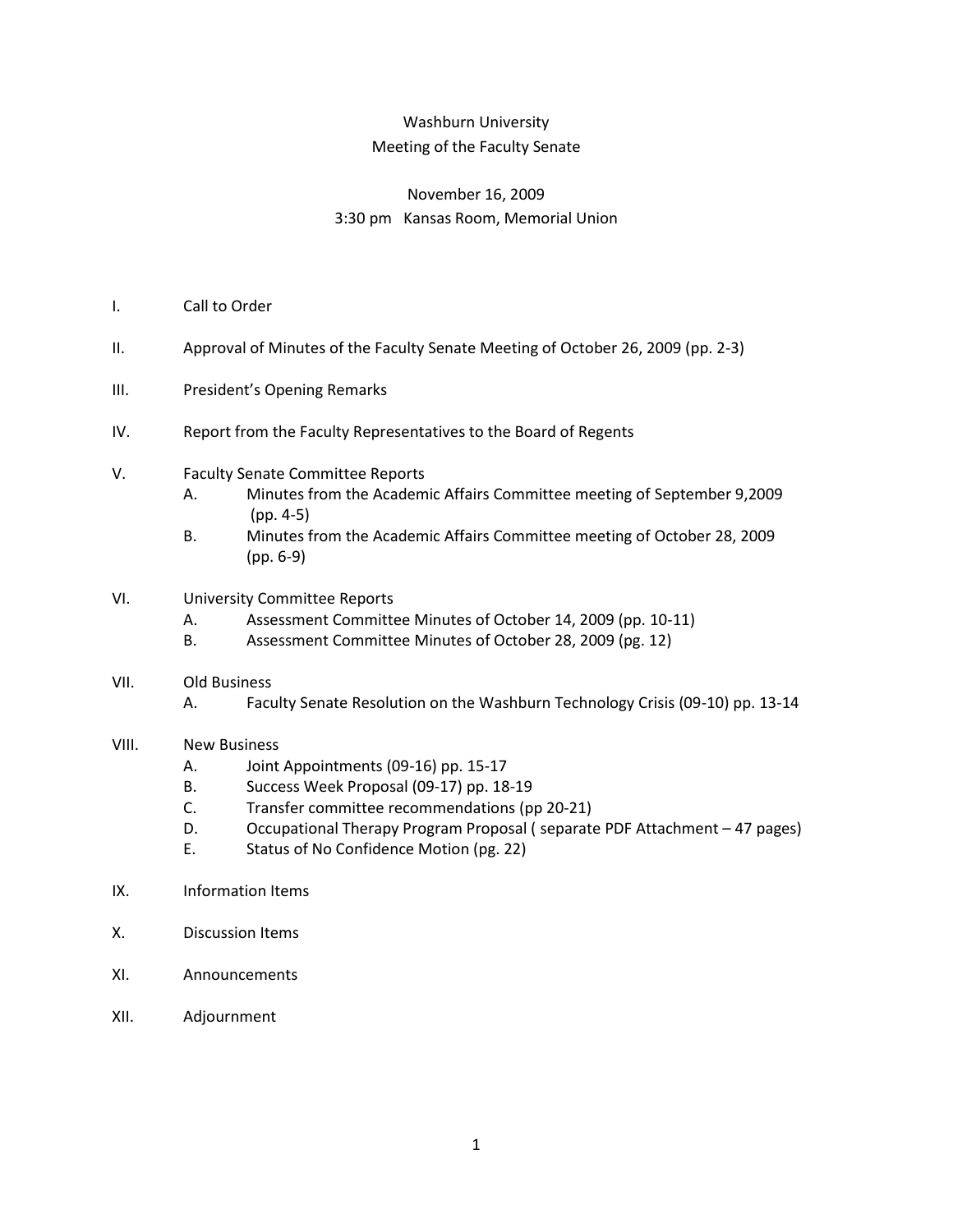# Washburn University
## Meeting of the Faculty Senate

November 16, 2009
3:30 pm Kansas Room, Memorial Union

I. Call to Order

II. Approval of Minutes of the Faculty Senate Meeting of October 26, 2009 (pp. 2-3)

III. President's Opening Remarks

IV. Report from the Faculty Representatives to the Board of Regents

V. Faculty Senate Committee Reports
   - A. Minutes from the Academic Affairs Committee meeting of September 9,2009 (pp. 4-5)
   - B. Minutes from the Academic Affairs Committee meeting of October 28, 2009 (pp. 6-9)

VI. University Committee Reports
   - A. Assessment Committee Minutes of October 14, 2009 (pp. 10-11)
   - B. Assessment Committee Minutes of October 28, 2009 (pg. 12)

VII. Old Business
   - A. Faculty Senate Resolution on the Washburn Technology Crisis (09-10) pp. 13-14

VIII. New Business
   - A. Joint Appointments (09-16) pp. 15-17
   - B. Success Week Proposal (09-17) pp. 18-19
   - C. Transfer committee recommendations (pp 20-21)
   - D. Occupational Therapy Program Proposal ( separate PDF Attachment – 47 pages)
   - E. Status of No Confidence Motion (pg. 22)

IX. Information Items

X. Discussion Items

XI. Announcements

XII. Adjournment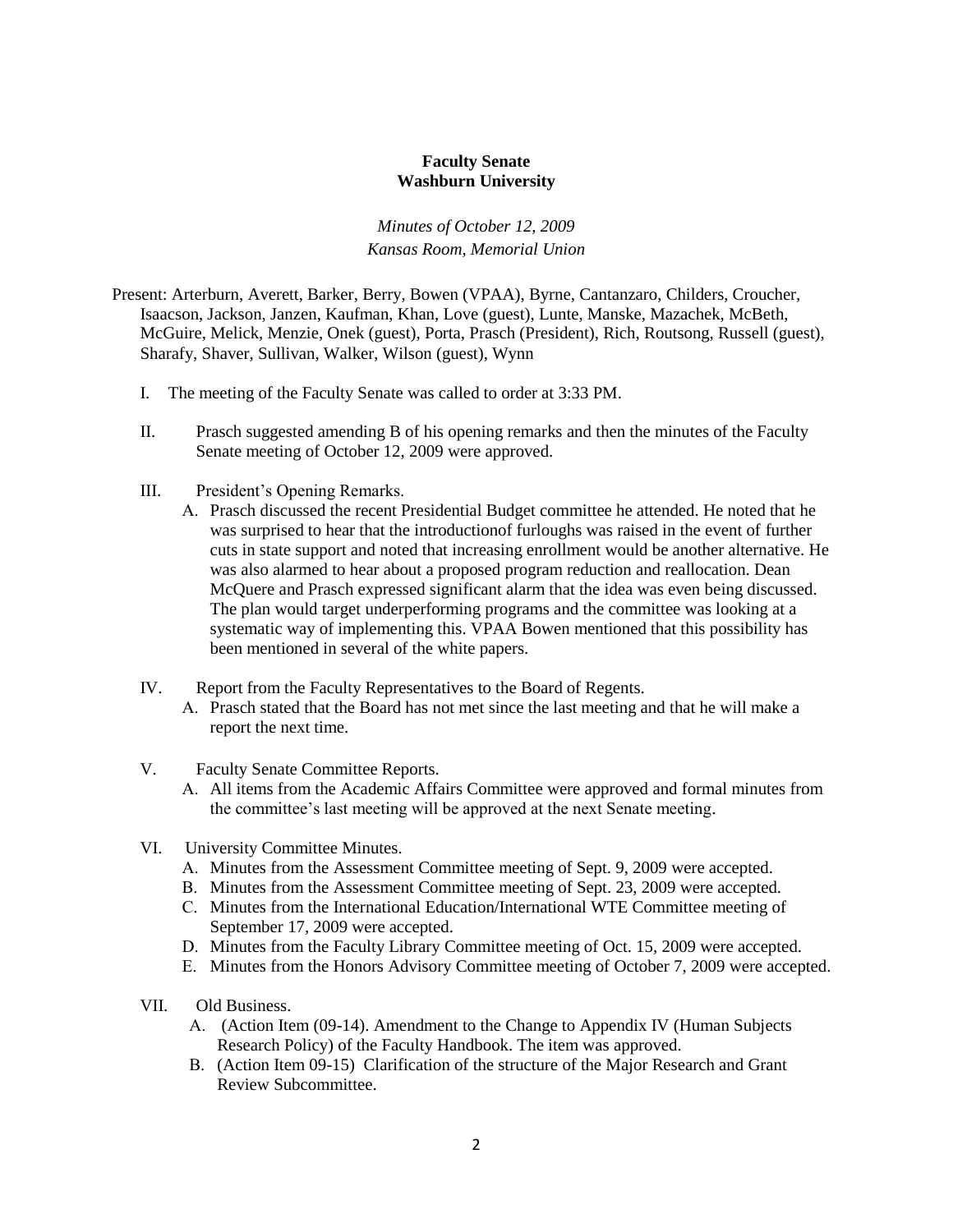**Faculty Senate**
**Washburn University**

*Minutes of October 12, 2009*
*Kansas Room, Memorial Union*

Present: Arterburn, Averett, Barker, Berry, Bowen (VPAA), Byrne, Cantanzaro, Childers, Croucher, Isaacson, Jackson, Janzen, Kaufman, Khan, Love (guest), Lunte, Manske, Mazachek, McBeth, McGuire, Melick, Menzie, Onek (guest), Porta, Prasch (President), Rich, Routsong, Russell (guest), Sharafy, Shaver, Sullivan, Walker, Wilson (guest), Wynn

I. The meeting of the Faculty Senate was called to order at 3:33 PM.

II. Prasch suggested amending B of his opening remarks and then the minutes of the Faculty Senate meeting of October 12, 2009 were approved.

III. President's Opening Remarks.
   A. Prasch discussed the recent Presidential Budget committee he attended. He noted that he was surprised to hear that the introductionof furloughs was raised in the event of further cuts in state support and noted that increasing enrollment would be another alternative. He was also alarmed to hear about a proposed program reduction and reallocation. Dean McQuere and Prasch expressed significant alarm that the idea was even being discussed. The plan would target underperforming programs and the committee was looking at a systematic way of implementing this. VPAA Bowen mentioned that this possibility has been mentioned in several of the white papers.

IV. Report from the Faculty Representatives to the Board of Regents.
   A. Prasch stated that the Board has not met since the last meeting and that he will make a report the next time.

V. Faculty Senate Committee Reports.
   A. All items from the Academic Affairs Committee were approved and formal minutes from the committee's last meeting will be approved at the next Senate meeting.

VI. University Committee Minutes.
   A. Minutes from the Assessment Committee meeting of Sept. 9, 2009 were accepted.
   B. Minutes from the Assessment Committee meeting of Sept. 23, 2009 were accepted.
   C. Minutes from the International Education/International WTE Committee meeting of September 17, 2009 were accepted.
   D. Minutes from the Faculty Library Committee meeting of Oct. 15, 2009 were accepted.
   E. Minutes from the Honors Advisory Committee meeting of October 7, 2009 were accepted.

VII. Old Business.
   A. (Action Item (09-14). Amendment to the Change to Appendix IV (Human Subjects Research Policy) of the Faculty Handbook. The item was approved.
   B. (Action Item 09-15) Clarification of the structure of the Major Research and Grant Review Subcommittee.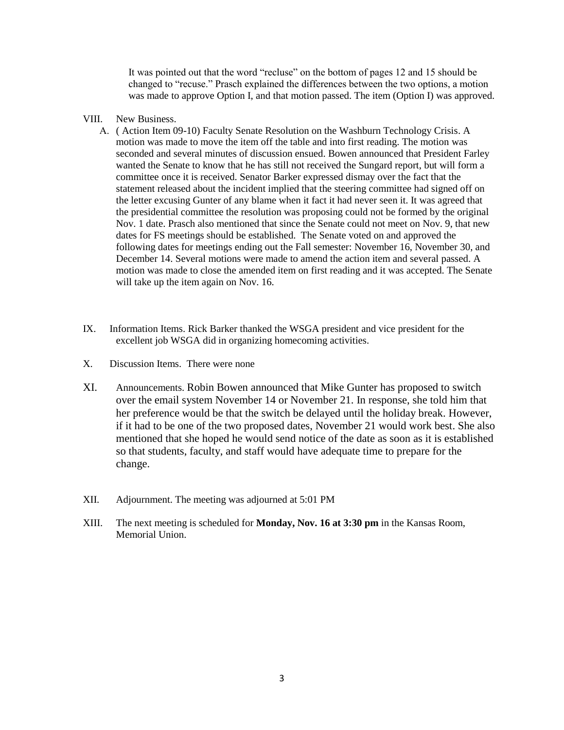It was pointed out that the word "recluse" on the bottom of pages 12 and 15 should be changed to "recuse." Prasch explained the differences between the two options, a motion was made to approve Option I, and that motion passed. The item (Option I) was approved.

VIII. New Business.

A. ( Action Item 09-10) Faculty Senate Resolution on the Washburn Technology Crisis. A motion was made to move the item off the table and into first reading. The motion was seconded and several minutes of discussion ensued. Bowen announced that President Farley wanted the Senate to know that he has still not received the Sungard report, but will form a committee once it is received. Senator Barker expressed dismay over the fact that the statement released about the incident implied that the steering committee had signed off on the letter excusing Gunter of any blame when it fact it had never seen it. It was agreed that the presidential committee the resolution was proposing could not be formed by the original Nov. 1 date. Prasch also mentioned that since the Senate could not meet on Nov. 9, that new dates for FS meetings should be established. The Senate voted on and approved the following dates for meetings ending out the Fall semester: November 16, November 30, and December 14. Several motions were made to amend the action item and several passed. A motion was made to close the amended item on first reading and it was accepted. The Senate will take up the item again on Nov. 16.

IX. Information Items. Rick Barker thanked the WSGA president and vice president for the excellent job WSGA did in organizing homecoming activities.

X. Discussion Items. There were none

XI. Announcements. Robin Bowen announced that Mike Gunter has proposed to switch over the email system November 14 or November 21. In response, she told him that her preference would be that the switch be delayed until the holiday break. However, if it had to be one of the two proposed dates, November 21 would work best. She also mentioned that she hoped he would send notice of the date as soon as it is established so that students, faculty, and staff would have adequate time to prepare for the change.

XII. Adjournment. The meeting was adjourned at 5:01 PM

XIII. The next meeting is scheduled for **Monday, Nov. 16 at 3:30 pm** in the Kansas Room, Memorial Union.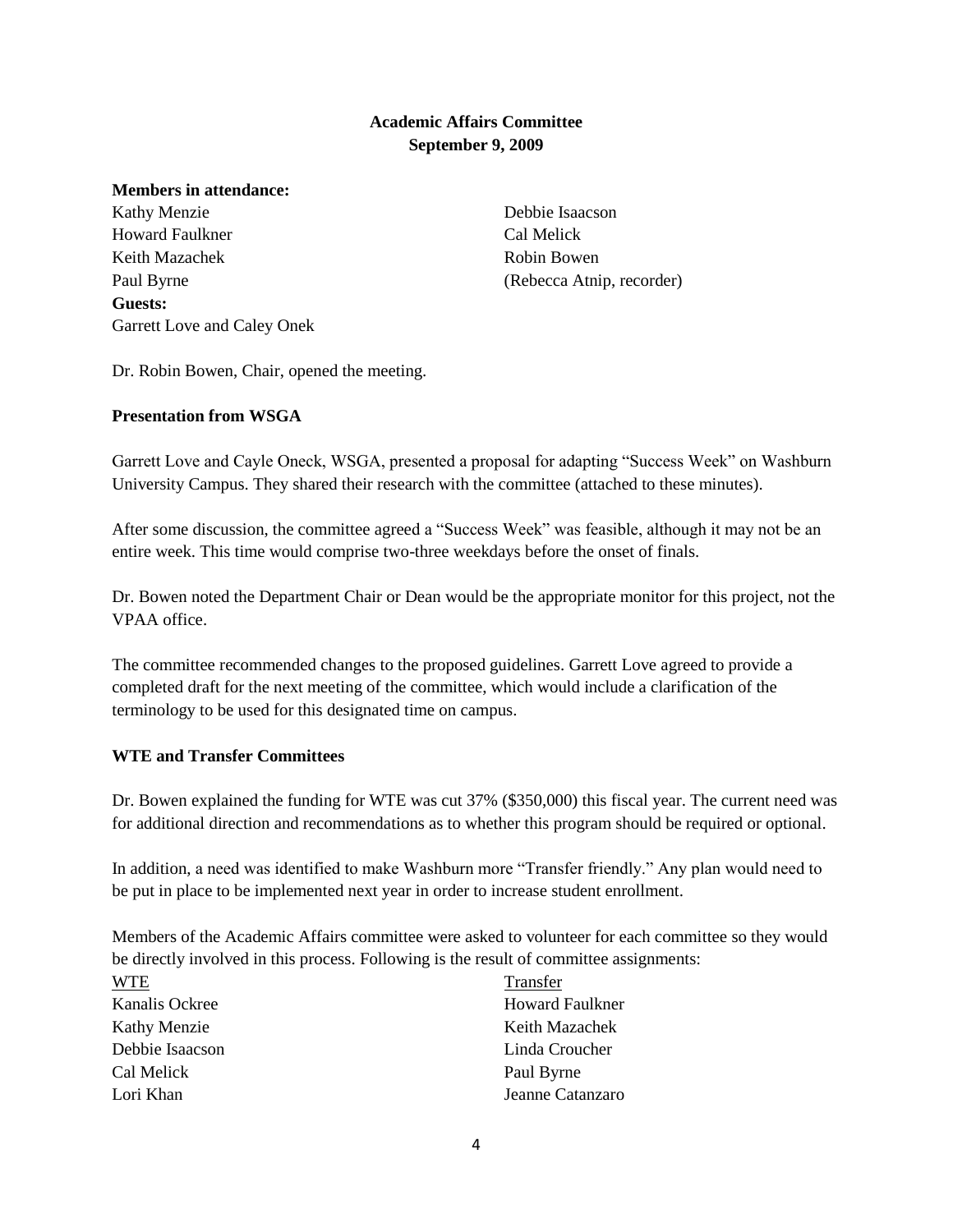**Academic Affairs Committee**
**September 9, 2009**

**Members in attendance:**

Kathy Menzie
Howard Faulkner
Keith Mazachek
Paul Byrne
Debbie Isaacson
Cal Melick
Robin Bowen
(Rebecca Atnip, recorder)

**Guests:**

Garrett Love and Caley Onek

Dr. Robin Bowen, Chair, opened the meeting.

**Presentation from WSGA**

Garrett Love and Cayle Oneck, WSGA, presented a proposal for adapting "Success Week" on Washburn University Campus. They shared their research with the committee (attached to these minutes).

After some discussion, the committee agreed a "Success Week" was feasible, although it may not be an entire week. This time would comprise two-three weekdays before the onset of finals.

Dr. Bowen noted the Department Chair or Dean would be the appropriate monitor for this project, not the VPAA office.

The committee recommended changes to the proposed guidelines. Garrett Love agreed to provide a completed draft for the next meeting of the committee, which would include a clarification of the terminology to be used for this designated time on campus.

**WTE and Transfer Committees**

Dr. Bowen explained the funding for WTE was cut 37% ($350,000) this fiscal year. The current need was for additional direction and recommendations as to whether this program should be required or optional.

In addition, a need was identified to make Washburn more "Transfer friendly." Any plan would need to be put in place to be implemented next year in order to increase student enrollment.

Members of the Academic Affairs committee were asked to volunteer for each committee so they would be directly involved in this process. Following is the result of committee assignments:

| WTE | Transfer |
| --- | --- |
| Kanalis Ockree | Howard Faulkner |
| Kathy Menzie | Keith Mazachek |
| Debbie Isaacson | Linda Croucher |
| Cal Melick | Paul Byrne |
| Lori Khan | Jeanne Catanzaro |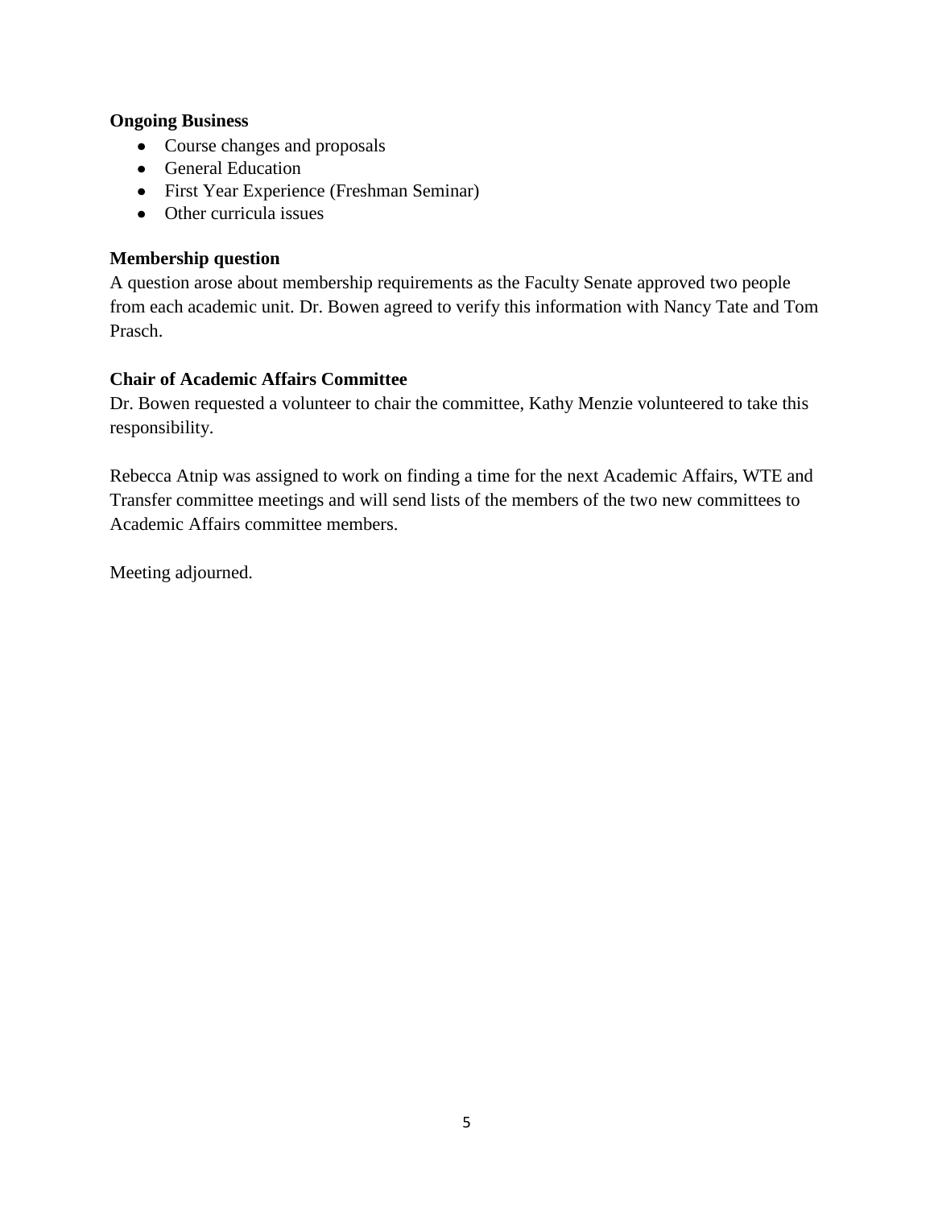**Ongoing Business**

- Course changes and proposals
- General Education
- First Year Experience (Freshman Seminar)
- Other curricula issues

**Membership question**

A question arose about membership requirements as the Faculty Senate approved two people from each academic unit. Dr. Bowen agreed to verify this information with Nancy Tate and Tom Prasch.

**Chair of Academic Affairs Committee**

Dr. Bowen requested a volunteer to chair the committee, Kathy Menzie volunteered to take this responsibility.

Rebecca Atnip was assigned to work on finding a time for the next Academic Affairs, WTE and Transfer committee meetings and will send lists of the members of the two new committees to Academic Affairs committee members.

Meeting adjourned.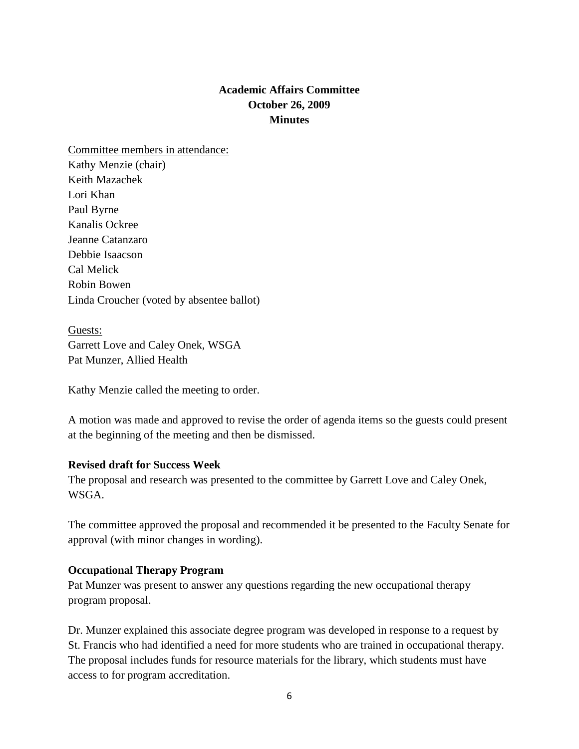**Academic Affairs Committee**
**October 26, 2009**
**Minutes**

Committee members in attendance:
Kathy Menzie (chair)
Keith Mazachek
Lori Khan
Paul Byrne
Kanalis Ockree
Jeanne Catanzaro
Debbie Isaacson
Cal Melick
Robin Bowen
Linda Croucher (voted by absentee ballot)

Guests:
Garrett Love and Caley Onek, WSGA
Pat Munzer, Allied Health

Kathy Menzie called the meeting to order.

A motion was made and approved to revise the order of agenda items so the guests could present at the beginning of the meeting and then be dismissed.

**Revised draft for Success Week**

The proposal and research was presented to the committee by Garrett Love and Caley Onek, WSGA.

The committee approved the proposal and recommended it be presented to the Faculty Senate for approval (with minor changes in wording).

**Occupational Therapy Program**

Pat Munzer was present to answer any questions regarding the new occupational therapy program proposal.

Dr. Munzer explained this associate degree program was developed in response to a request by St. Francis who had identified a need for more students who are trained in occupational therapy. The proposal includes funds for resource materials for the library, which students must have access to for program accreditation.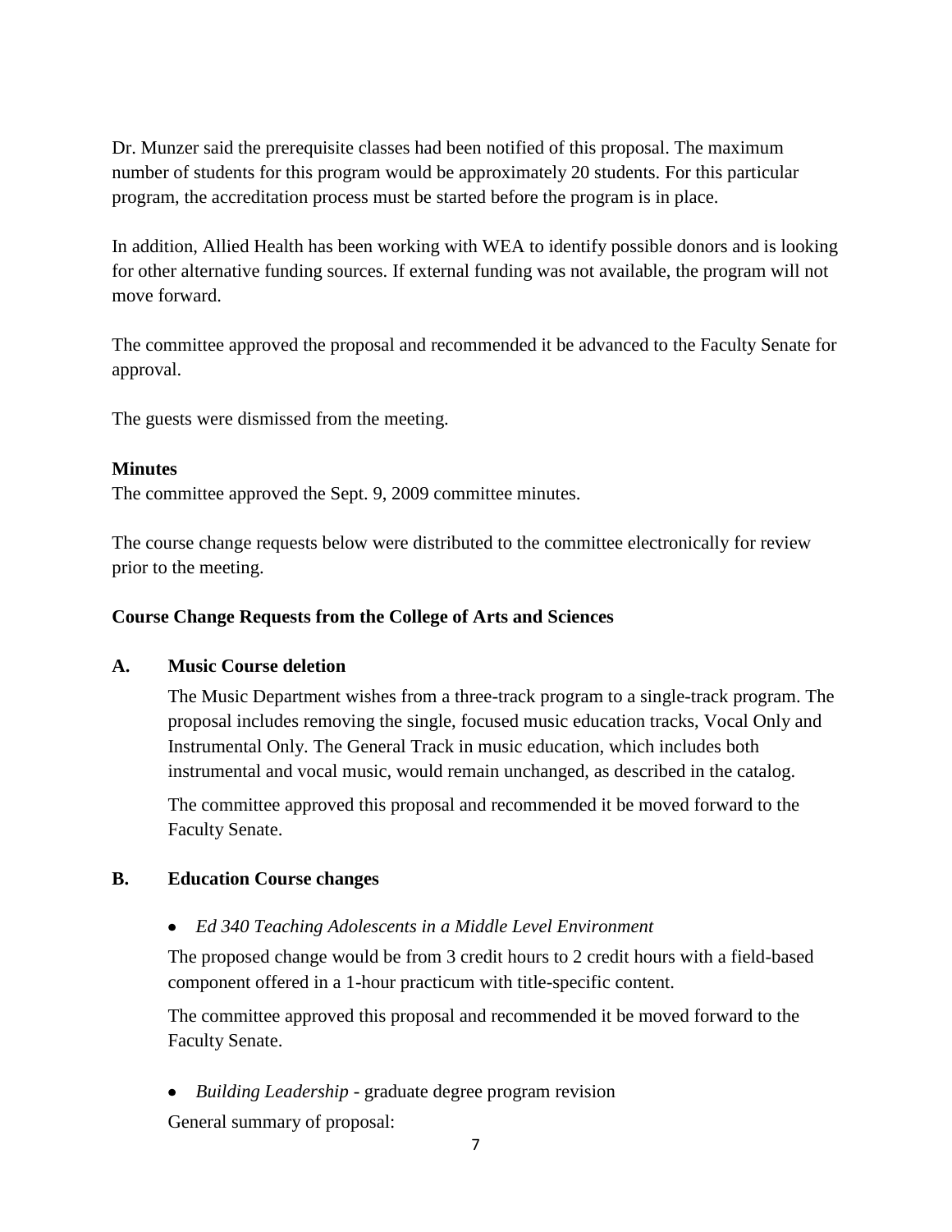Dr. Munzer said the prerequisite classes had been notified of this proposal. The maximum number of students for this program would be approximately 20 students. For this particular program, the accreditation process must be started before the program is in place.

In addition, Allied Health has been working with WEA to identify possible donors and is looking for other alternative funding sources. If external funding was not available, the program will not move forward.

The committee approved the proposal and recommended it be advanced to the Faculty Senate for approval.

The guests were dismissed from the meeting.

**Minutes**

The committee approved the Sept. 9, 2009 committee minutes.

The course change requests below were distributed to the committee electronically for review prior to the meeting.

**Course Change Requests from the College of Arts and Sciences**

**A. Music Course deletion**

The Music Department wishes from a three-track program to a single-track program. The proposal includes removing the single, focused music education tracks, Vocal Only and Instrumental Only. The General Track in music education, which includes both instrumental and vocal music, would remain unchanged, as described in the catalog.

The committee approved this proposal and recommended it be moved forward to the Faculty Senate.

**B. Education Course changes**

- *Ed 340 Teaching Adolescents in a Middle Level Environment*

The proposed change would be from 3 credit hours to 2 credit hours with a field-based component offered in a 1-hour practicum with title-specific content.

The committee approved this proposal and recommended it be moved forward to the Faculty Senate.

- *Building Leadership* - graduate degree program revision

General summary of proposal: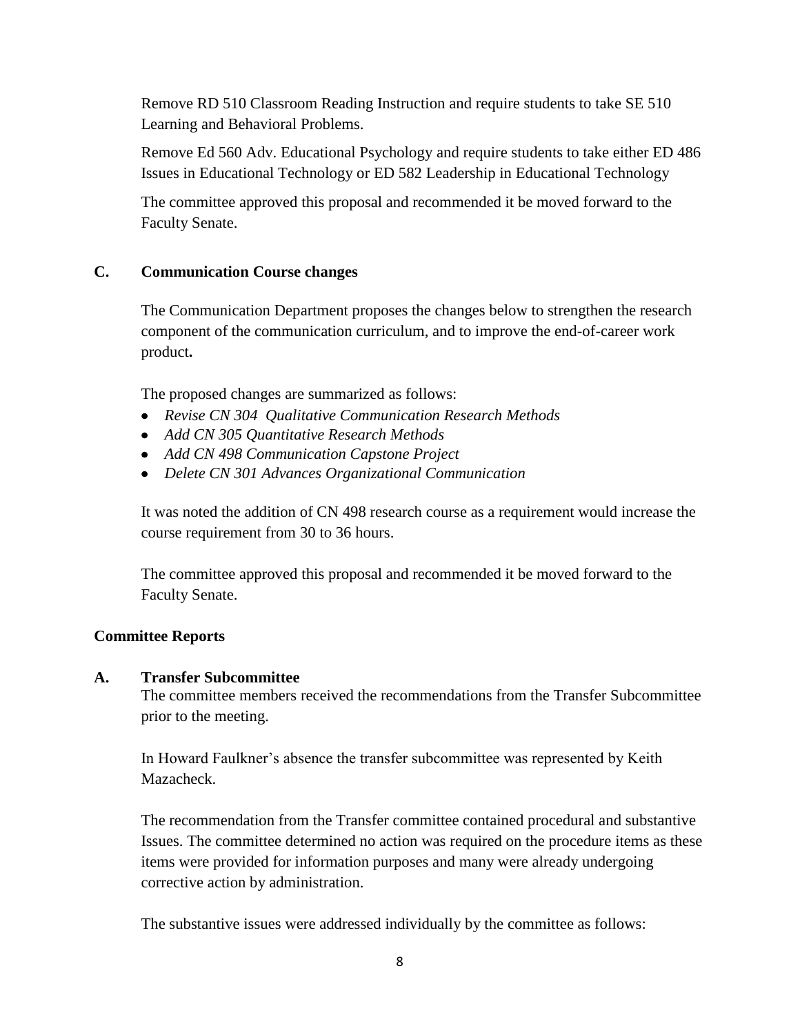Remove RD 510 Classroom Reading Instruction and require students to take SE 510 Learning and Behavioral Problems.

Remove Ed 560 Adv. Educational Psychology and require students to take either ED 486 Issues in Educational Technology or ED 582 Leadership in Educational Technology

The committee approved this proposal and recommended it be moved forward to the Faculty Senate.

### C. Communication Course changes

The Communication Department proposes the changes below to strengthen the research component of the communication curriculum, and to improve the end-of-career work product**.**

The proposed changes are summarized as follows:

- *Revise CN 304 Qualitative Communication Research Methods*
- *Add CN 305 Quantitative Research Methods*
- *Add CN 498 Communication Capstone Project*
- *Delete CN 301 Advances Organizational Communication*

It was noted the addition of CN 498 research course as a requirement would increase the course requirement from 30 to 36 hours.

The committee approved this proposal and recommended it be moved forward to the Faculty Senate.

## Committee Reports

### A. Transfer Subcommittee

The committee members received the recommendations from the Transfer Subcommittee prior to the meeting.

In Howard Faulkner's absence the transfer subcommittee was represented by Keith Mazacheck.

The recommendation from the Transfer committee contained procedural and substantive Issues. The committee determined no action was required on the procedure items as these items were provided for information purposes and many were already undergoing corrective action by administration.

The substantive issues were addressed individually by the committee as follows: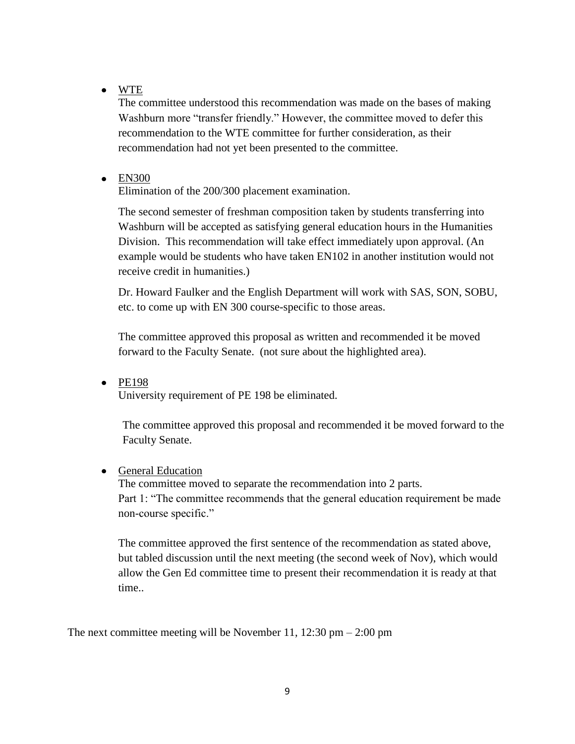- <u>WTE</u>

  The committee understood this recommendation was made on the bases of making Washburn more "transfer friendly." However, the committee moved to defer this recommendation to the WTE committee for further consideration, as their recommendation had not yet been presented to the committee.

- <u>EN300</u>

  Elimination of the 200/300 placement examination.

  The second semester of freshman composition taken by students transferring into Washburn will be accepted as satisfying general education hours in the Humanities Division. This recommendation will take effect immediately upon approval. (An example would be students who have taken EN102 in another institution would not receive credit in humanities.)

  Dr. Howard Faulker and the English Department will work with SAS, SON, SOBU, etc. to come up with EN 300 course-specific to those areas.

  The committee approved this proposal as written and recommended it be moved forward to the Faculty Senate. (not sure about the highlighted area).

- <u>PE198</u>

  University requirement of PE 198 be eliminated.

  The committee approved this proposal and recommended it be moved forward to the Faculty Senate.

- <u>General Education</u>

  The committee moved to separate the recommendation into 2 parts.

  Part 1: "The committee recommends that the general education requirement be made non-course specific."

  The committee approved the first sentence of the recommendation as stated above, but tabled discussion until the next meeting (the second week of Nov), which would allow the Gen Ed committee time to present their recommendation it is ready at that time..

The next committee meeting will be November 11, 12:30 pm – 2:00 pm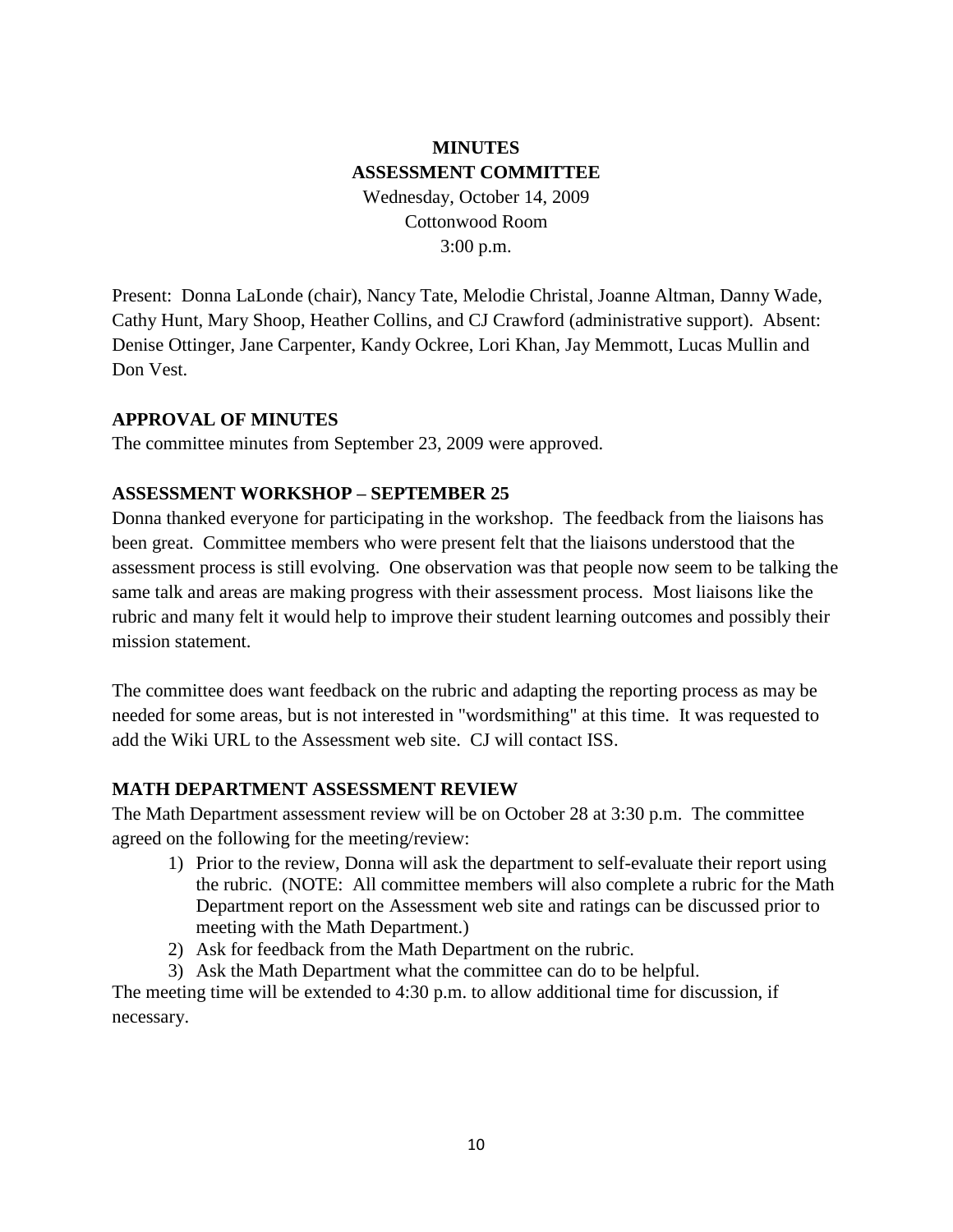# MINUTES
# ASSESSMENT COMMITTEE

Wednesday, October 14, 2009
Cottonwood Room
3:00 p.m.

Present: Donna LaLonde (chair), Nancy Tate, Melodie Christal, Joanne Altman, Danny Wade, Cathy Hunt, Mary Shoop, Heather Collins, and CJ Crawford (administrative support). Absent: Denise Ottinger, Jane Carpenter, Kandy Ockree, Lori Khan, Jay Memmott, Lucas Mullin and Don Vest.

## APPROVAL OF MINUTES

The committee minutes from September 23, 2009 were approved.

## ASSESSMENT WORKSHOP – SEPTEMBER 25

Donna thanked everyone for participating in the workshop. The feedback from the liaisons has been great. Committee members who were present felt that the liaisons understood that the assessment process is still evolving. One observation was that people now seem to be talking the same talk and areas are making progress with their assessment process. Most liaisons like the rubric and many felt it would help to improve their student learning outcomes and possibly their mission statement.

The committee does want feedback on the rubric and adapting the reporting process as may be needed for some areas, but is not interested in "wordsmithing" at this time. It was requested to add the Wiki URL to the Assessment web site. CJ will contact ISS.

## MATH DEPARTMENT ASSESSMENT REVIEW

The Math Department assessment review will be on October 28 at 3:30 p.m. The committee agreed on the following for the meeting/review:

1) Prior to the review, Donna will ask the department to self-evaluate their report using the rubric. (NOTE: All committee members will also complete a rubric for the Math Department report on the Assessment web site and ratings can be discussed prior to meeting with the Math Department.)
2) Ask for feedback from the Math Department on the rubric.
3) Ask the Math Department what the committee can do to be helpful.

The meeting time will be extended to 4:30 p.m. to allow additional time for discussion, if necessary.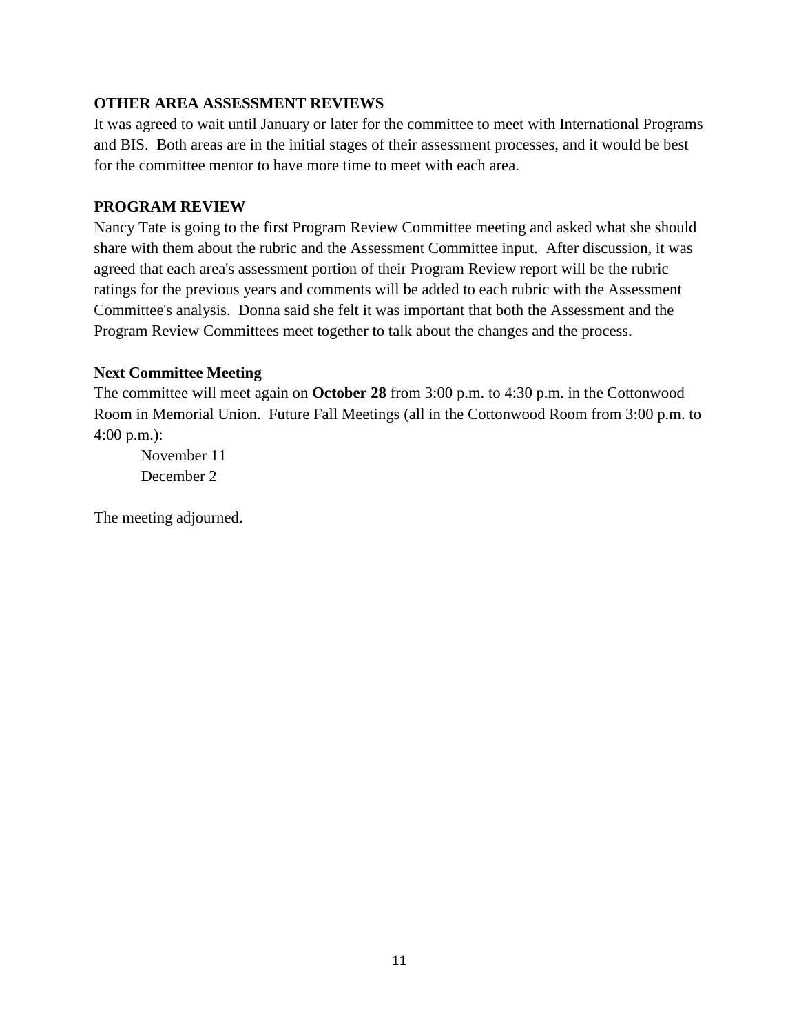### OTHER AREA ASSESSMENT REVIEWS

It was agreed to wait until January or later for the committee to meet with International Programs and BIS. Both areas are in the initial stages of their assessment processes, and it would be best for the committee mentor to have more time to meet with each area.

### PROGRAM REVIEW

Nancy Tate is going to the first Program Review Committee meeting and asked what she should share with them about the rubric and the Assessment Committee input. After discussion, it was agreed that each area's assessment portion of their Program Review report will be the rubric ratings for the previous years and comments will be added to each rubric with the Assessment Committee's analysis. Donna said she felt it was important that both the Assessment and the Program Review Committees meet together to talk about the changes and the process.

### Next Committee Meeting

The committee will meet again on **October 28** from 3:00 p.m. to 4:30 p.m. in the Cottonwood Room in Memorial Union. Future Fall Meetings (all in the Cottonwood Room from 3:00 p.m. to 4:00 p.m.):

November 11
December 2

The meeting adjourned.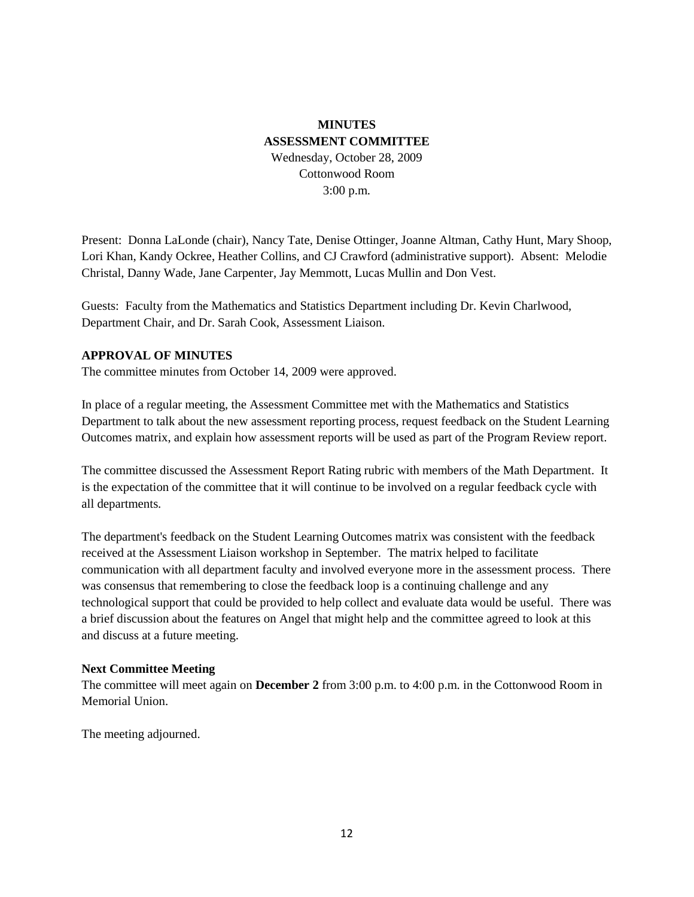**MINUTES**
**ASSESSMENT COMMITTEE**
Wednesday, October 28, 2009
Cottonwood Room
3:00 p.m.

Present: Donna LaLonde (chair), Nancy Tate, Denise Ottinger, Joanne Altman, Cathy Hunt, Mary Shoop, Lori Khan, Kandy Ockree, Heather Collins, and CJ Crawford (administrative support). Absent: Melodie Christal, Danny Wade, Jane Carpenter, Jay Memmott, Lucas Mullin and Don Vest.

Guests: Faculty from the Mathematics and Statistics Department including Dr. Kevin Charlwood, Department Chair, and Dr. Sarah Cook, Assessment Liaison.

**APPROVAL OF MINUTES**

The committee minutes from October 14, 2009 were approved.

In place of a regular meeting, the Assessment Committee met with the Mathematics and Statistics Department to talk about the new assessment reporting process, request feedback on the Student Learning Outcomes matrix, and explain how assessment reports will be used as part of the Program Review report.

The committee discussed the Assessment Report Rating rubric with members of the Math Department. It is the expectation of the committee that it will continue to be involved on a regular feedback cycle with all departments.

The department's feedback on the Student Learning Outcomes matrix was consistent with the feedback received at the Assessment Liaison workshop in September. The matrix helped to facilitate communication with all department faculty and involved everyone more in the assessment process. There was consensus that remembering to close the feedback loop is a continuing challenge and any technological support that could be provided to help collect and evaluate data would be useful. There was a brief discussion about the features on Angel that might help and the committee agreed to look at this and discuss at a future meeting.

**Next Committee Meeting**

The committee will meet again on **December 2** from 3:00 p.m. to 4:00 p.m. in the Cottonwood Room in Memorial Union.

The meeting adjourned.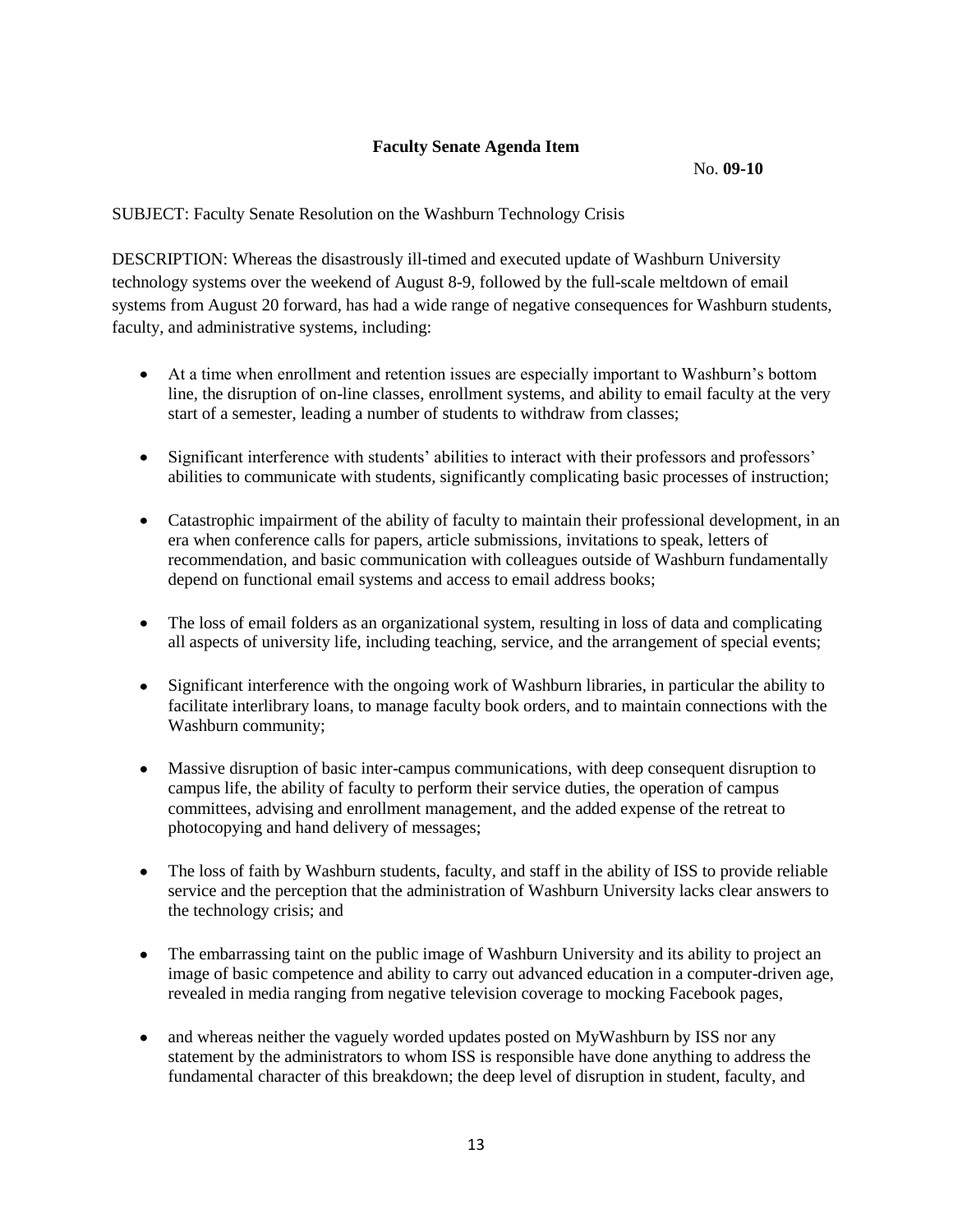**Faculty Senate Agenda Item**

No. **09-10**

SUBJECT: Faculty Senate Resolution on the Washburn Technology Crisis

DESCRIPTION: Whereas the disastrously ill-timed and executed update of Washburn University technology systems over the weekend of August 8-9, followed by the full-scale meltdown of email systems from August 20 forward, has had a wide range of negative consequences for Washburn students, faculty, and administrative systems, including:

- At a time when enrollment and retention issues are especially important to Washburn's bottom line, the disruption of on-line classes, enrollment systems, and ability to email faculty at the very start of a semester, leading a number of students to withdraw from classes;
- Significant interference with students' abilities to interact with their professors and professors' abilities to communicate with students, significantly complicating basic processes of instruction;
- Catastrophic impairment of the ability of faculty to maintain their professional development, in an era when conference calls for papers, article submissions, invitations to speak, letters of recommendation, and basic communication with colleagues outside of Washburn fundamentally depend on functional email systems and access to email address books;
- The loss of email folders as an organizational system, resulting in loss of data and complicating all aspects of university life, including teaching, service, and the arrangement of special events;
- Significant interference with the ongoing work of Washburn libraries, in particular the ability to facilitate interlibrary loans, to manage faculty book orders, and to maintain connections with the Washburn community;
- Massive disruption of basic inter-campus communications, with deep consequent disruption to campus life, the ability of faculty to perform their service duties, the operation of campus committees, advising and enrollment management, and the added expense of the retreat to photocopying and hand delivery of messages;
- The loss of faith by Washburn students, faculty, and staff in the ability of ISS to provide reliable service and the perception that the administration of Washburn University lacks clear answers to the technology crisis; and
- The embarrassing taint on the public image of Washburn University and its ability to project an image of basic competence and ability to carry out advanced education in a computer-driven age, revealed in media ranging from negative television coverage to mocking Facebook pages,
- and whereas neither the vaguely worded updates posted on MyWashburn by ISS nor any statement by the administrators to whom ISS is responsible have done anything to address the fundamental character of this breakdown; the deep level of disruption in student, faculty, and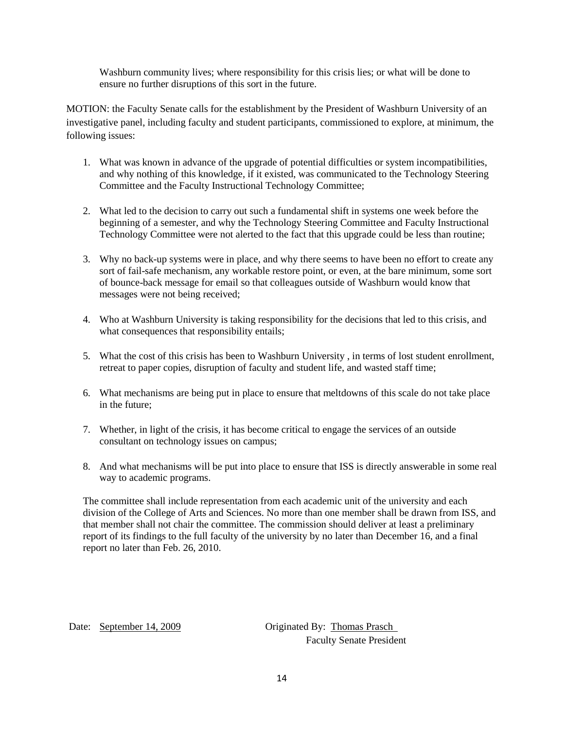Washburn community lives; where responsibility for this crisis lies; or what will be done to ensure no further disruptions of this sort in the future.

MOTION: the Faculty Senate calls for the establishment by the President of Washburn University of an investigative panel, including faculty and student participants, commissioned to explore, at minimum, the following issues:

1. What was known in advance of the upgrade of potential difficulties or system incompatibilities, and why nothing of this knowledge, if it existed, was communicated to the Technology Steering Committee and the Faculty Instructional Technology Committee;

2. What led to the decision to carry out such a fundamental shift in systems one week before the beginning of a semester, and why the Technology Steering Committee and Faculty Instructional Technology Committee were not alerted to the fact that this upgrade could be less than routine;

3. Why no back-up systems were in place, and why there seems to have been no effort to create any sort of fail-safe mechanism, any workable restore point, or even, at the bare minimum, some sort of bounce-back message for email so that colleagues outside of Washburn would know that messages were not being received;

4. Who at Washburn University is taking responsibility for the decisions that led to this crisis, and what consequences that responsibility entails;

5. What the cost of this crisis has been to Washburn University , in terms of lost student enrollment, retreat to paper copies, disruption of faculty and student life, and wasted staff time;

6. What mechanisms are being put in place to ensure that meltdowns of this scale do not take place in the future;

7. Whether, in light of the crisis, it has become critical to engage the services of an outside consultant on technology issues on campus;

8. And what mechanisms will be put into place to ensure that ISS is directly answerable in some real way to academic programs.

The committee shall include representation from each academic unit of the university and each division of the College of Arts and Sciences. No more than one member shall be drawn from ISS, and that member shall not chair the committee. The commission should deliver at least a preliminary report of its findings to the full faculty of the university by no later than December 16, and a final report no later than Feb. 26, 2010.

Date: September 14, 2009

Originated By: Thomas Prasch
Faculty Senate President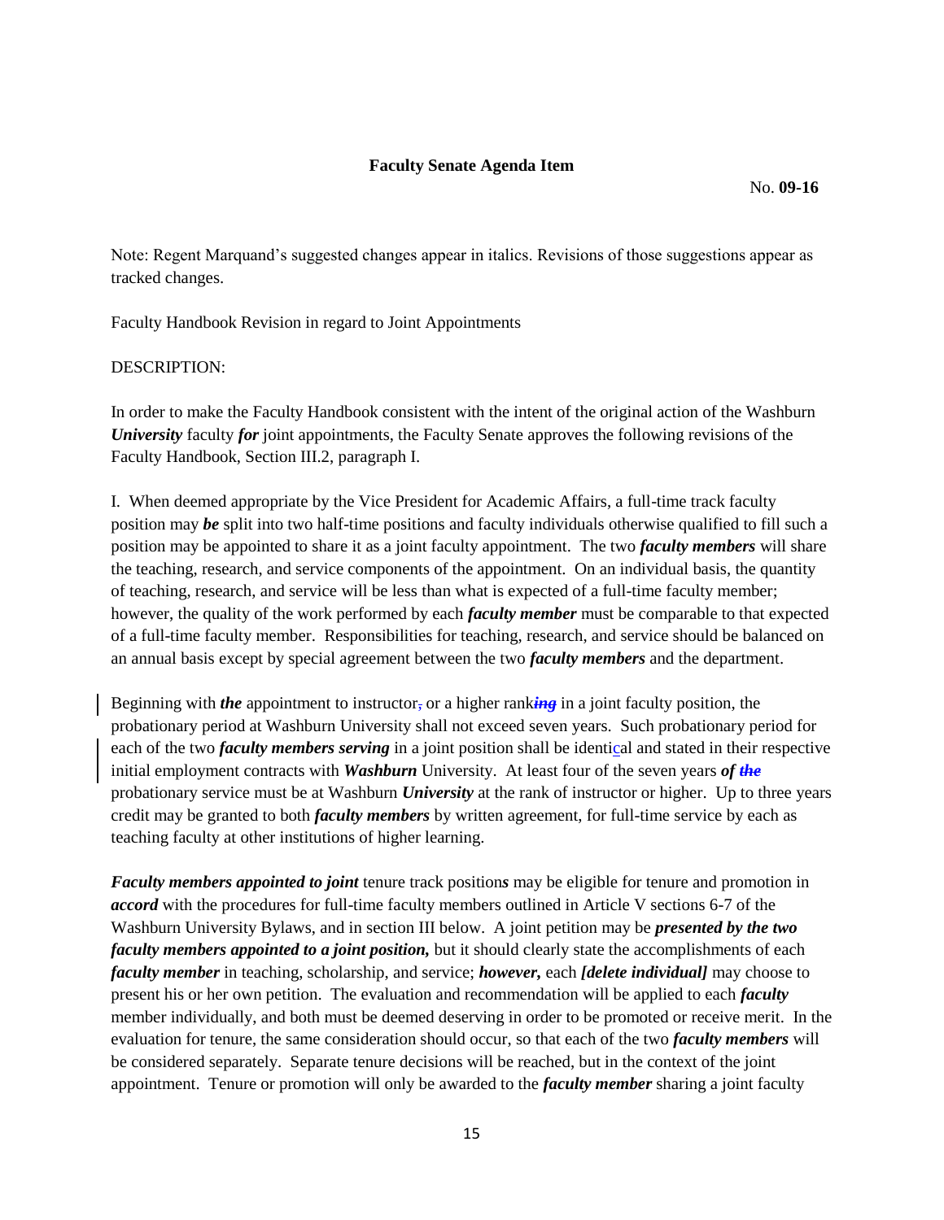**Faculty Senate Agenda Item**

No. **09-16**

Note: Regent Marquand's suggested changes appear in italics. Revisions of those suggestions appear as tracked changes.

Faculty Handbook Revision in regard to Joint Appointments

DESCRIPTION:

In order to make the Faculty Handbook consistent with the intent of the original action of the Washburn ***University*** faculty ***for*** joint appointments, the Faculty Senate approves the following revisions of the Faculty Handbook, Section III.2, paragraph I.

I. When deemed appropriate by the Vice President for Academic Affairs, a full-time track faculty position may ***be*** split into two half-time positions and faculty individuals otherwise qualified to fill such a position may be appointed to share it as a joint faculty appointment. The two ***faculty members*** will share the teaching, research, and service components of the appointment. On an individual basis, the quantity of teaching, research, and service will be less than what is expected of a full-time faculty member; however, the quality of the work performed by each ***faculty member*** must be comparable to that expected of a full-time faculty member. Responsibilities for teaching, research, and service should be balanced on an annual basis except by special agreement between the two ***faculty members*** and the department.

Beginning with ***the*** appointment to instructor~~,~~ or a higher rank~~***ing***~~ in a joint faculty position, the probationary period at Washburn University shall not exceed seven years. Such probationary period for each of the two ***faculty members serving*** in a joint position shall be identical and stated in their respective initial employment contracts with ***Washburn*** University. At least four of the seven years ***of*** ~~***the***~~ probationary service must be at Washburn ***University*** at the rank of instructor or higher. Up to three years credit may be granted to both ***faculty members*** by written agreement, for full-time service by each as teaching faculty at other institutions of higher learning.

***Faculty members appointed to joint*** tenure track position***s*** may be eligible for tenure and promotion in ***accord*** with the procedures for full-time faculty members outlined in Article V sections 6-7 of the Washburn University Bylaws, and in section III below. A joint petition may be ***presented by the two faculty members appointed to a joint position,*** but it should clearly state the accomplishments of each ***faculty member*** in teaching, scholarship, and service; ***however,*** each ***[delete individual]*** may choose to present his or her own petition. The evaluation and recommendation will be applied to each ***faculty*** member individually, and both must be deemed deserving in order to be promoted or receive merit. In the evaluation for tenure, the same consideration should occur, so that each of the two ***faculty members*** will be considered separately. Separate tenure decisions will be reached, but in the context of the joint appointment. Tenure or promotion will only be awarded to the ***faculty member*** sharing a joint faculty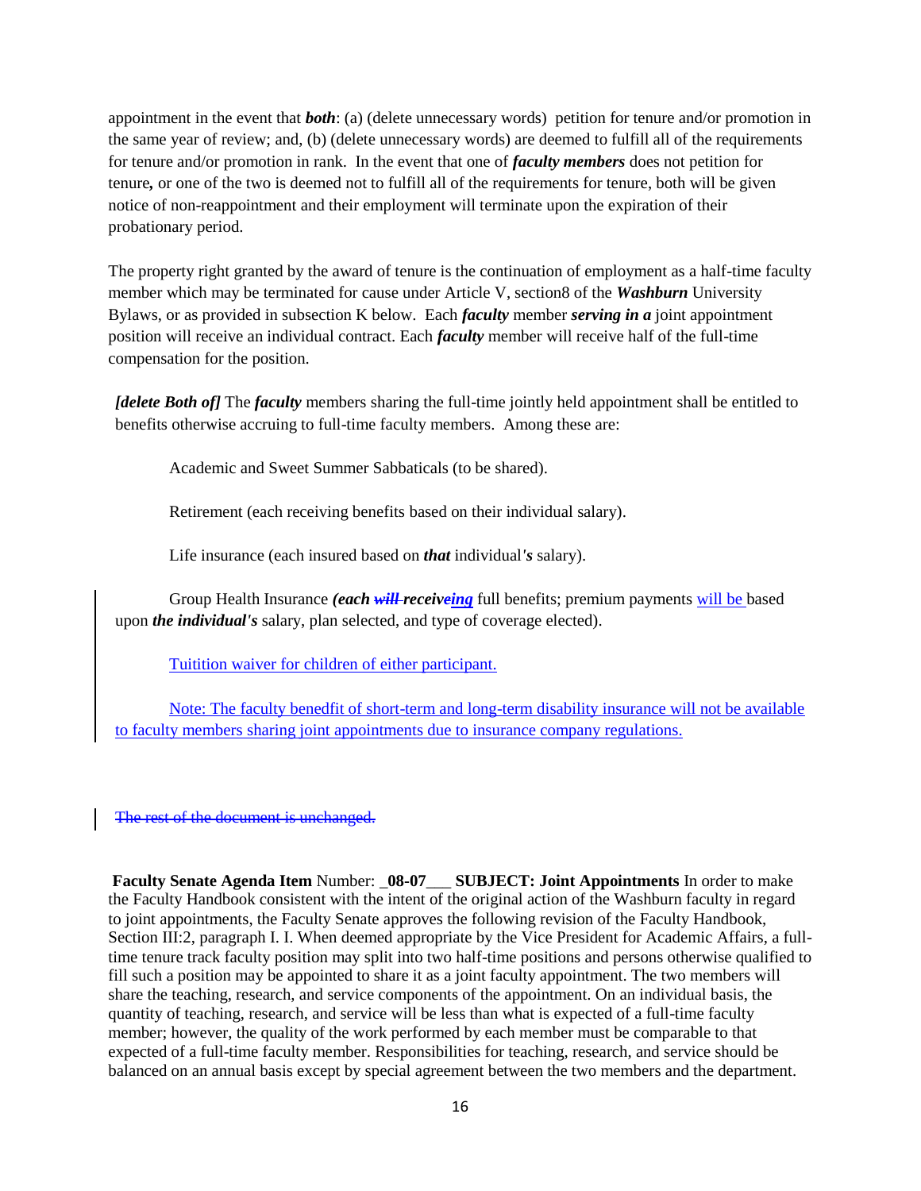appointment in the event that ***both***: (a) (delete unnecessary words) petition for tenure and/or promotion in the same year of review; and, (b) (delete unnecessary words) are deemed to fulfill all of the requirements for tenure and/or promotion in rank. In the event that one of ***faculty members*** does not petition for tenure***,*** or one of the two is deemed not to fulfill all of the requirements for tenure, both will be given notice of non-reappointment and their employment will terminate upon the expiration of their probationary period.

The property right granted by the award of tenure is the continuation of employment as a half-time faculty member which may be terminated for cause under Article V, section8 of the ***Washburn*** University Bylaws, or as provided in subsection K below. Each ***faculty*** member ***serving in a*** joint appointment position will receive an individual contract. Each ***faculty*** member will receive half of the full-time compensation for the position.

***[delete Both of]*** The ***faculty*** members sharing the full-time jointly held appointment shall be entitled to benefits otherwise accruing to full-time faculty members. Among these are:

Academic and Sweet Summer Sabbaticals (to be shared).

Retirement (each receiving benefits based on their individual salary).

Life insurance (each insured based on ***that*** individual***'s*** salary).

Group Health Insurance ***(each ~~will~~ receiveing*** full benefits; premium payments will be based upon ***the individual's*** salary, plan selected, and type of coverage elected).

Tuitition waiver for children of either participant.

Note: The faculty benedfit of short-term and long-term disability insurance will not be available to faculty members sharing joint appointments due to insurance company regulations.

~~The rest of the document is unchanged.~~

**Faculty Senate Agenda Item** Number: _**08-07**___ **SUBJECT: Joint Appointments** In order to make the Faculty Handbook consistent with the intent of the original action of the Washburn faculty in regard to joint appointments, the Faculty Senate approves the following revision of the Faculty Handbook, Section III:2, paragraph I. I. When deemed appropriate by the Vice President for Academic Affairs, a full-time tenure track faculty position may split into two half-time positions and persons otherwise qualified to fill such a position may be appointed to share it as a joint faculty appointment. The two members will share the teaching, research, and service components of the appointment. On an individual basis, the quantity of teaching, research, and service will be less than what is expected of a full-time faculty member; however, the quality of the work performed by each member must be comparable to that expected of a full-time faculty member. Responsibilities for teaching, research, and service should be balanced on an annual basis except by special agreement between the two members and the department.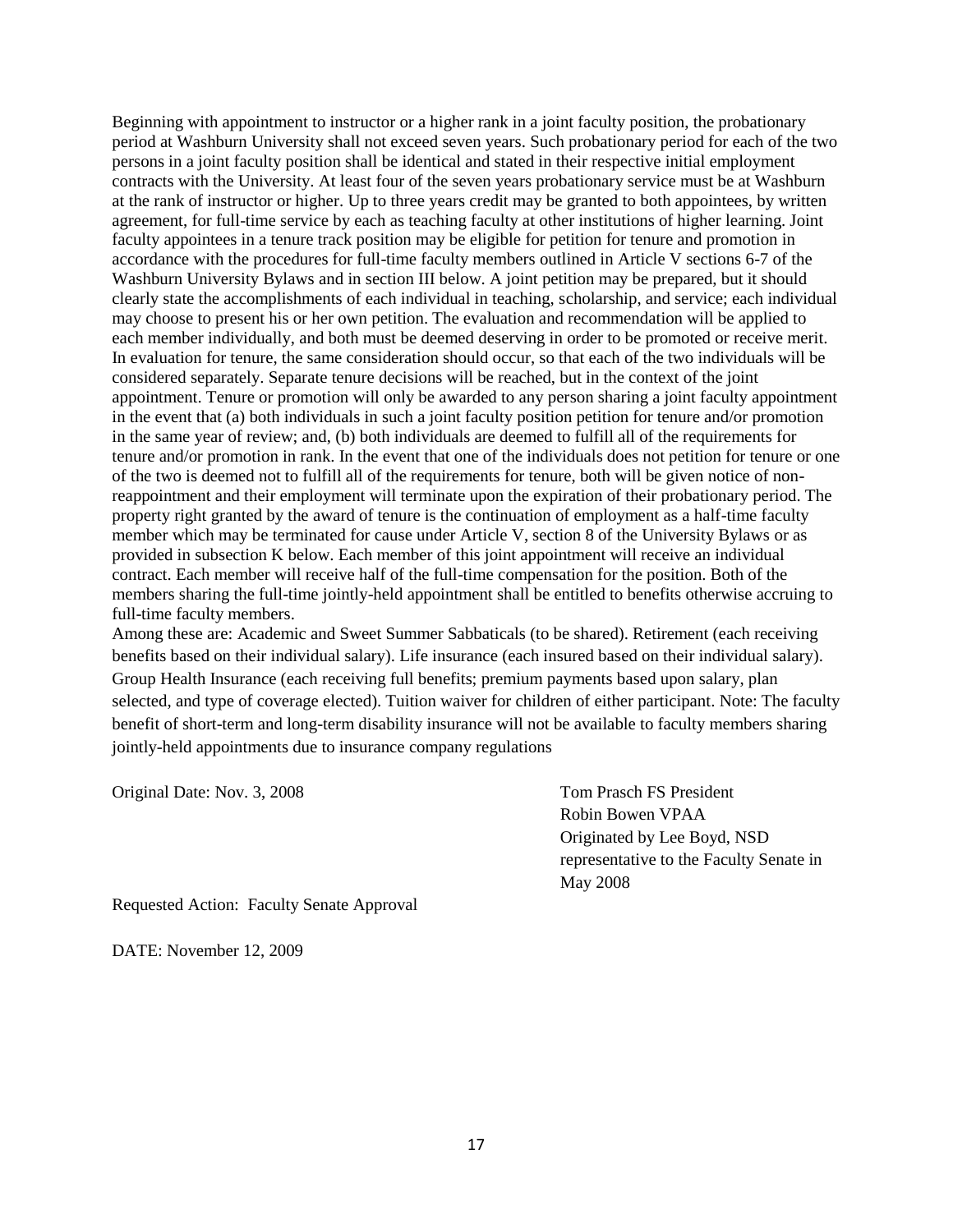Beginning with appointment to instructor or a higher rank in a joint faculty position, the probationary period at Washburn University shall not exceed seven years. Such probationary period for each of the two persons in a joint faculty position shall be identical and stated in their respective initial employment contracts with the University. At least four of the seven years probationary service must be at Washburn at the rank of instructor or higher. Up to three years credit may be granted to both appointees, by written agreement, for full-time service by each as teaching faculty at other institutions of higher learning. Joint faculty appointees in a tenure track position may be eligible for petition for tenure and promotion in accordance with the procedures for full-time faculty members outlined in Article V sections 6-7 of the Washburn University Bylaws and in section III below. A joint petition may be prepared, but it should clearly state the accomplishments of each individual in teaching, scholarship, and service; each individual may choose to present his or her own petition. The evaluation and recommendation will be applied to each member individually, and both must be deemed deserving in order to be promoted or receive merit. In evaluation for tenure, the same consideration should occur, so that each of the two individuals will be considered separately. Separate tenure decisions will be reached, but in the context of the joint appointment. Tenure or promotion will only be awarded to any person sharing a joint faculty appointment in the event that (a) both individuals in such a joint faculty position petition for tenure and/or promotion in the same year of review; and, (b) both individuals are deemed to fulfill all of the requirements for tenure and/or promotion in rank. In the event that one of the individuals does not petition for tenure or one of the two is deemed not to fulfill all of the requirements for tenure, both will be given notice of non-reappointment and their employment will terminate upon the expiration of their probationary period. The property right granted by the award of tenure is the continuation of employment as a half-time faculty member which may be terminated for cause under Article V, section 8 of the University Bylaws or as provided in subsection K below. Each member of this joint appointment will receive an individual contract. Each member will receive half of the full-time compensation for the position. Both of the members sharing the full-time jointly-held appointment shall be entitled to benefits otherwise accruing to full-time faculty members.

Among these are: Academic and Sweet Summer Sabbaticals (to be shared). Retirement (each receiving benefits based on their individual salary). Life insurance (each insured based on their individual salary). Group Health Insurance (each receiving full benefits; premium payments based upon salary, plan selected, and type of coverage elected). Tuition waiver for children of either participant. Note: The faculty benefit of short-term and long-term disability insurance will not be available to faculty members sharing jointly-held appointments due to insurance company regulations

Original Date: Nov. 3, 2008

Tom Prasch FS President
Robin Bowen VPAA
Originated by Lee Boyd, NSD representative to the Faculty Senate in May 2008

Requested Action: Faculty Senate Approval

DATE: November 12, 2009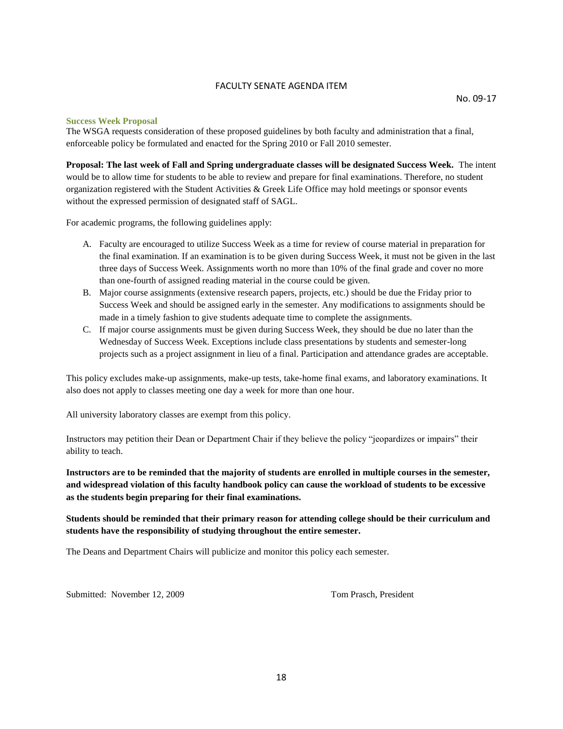FACULTY SENATE AGENDA ITEM

No. 09-17

### Success Week Proposal

The WSGA requests consideration of these proposed guidelines by both faculty and administration that a final, enforceable policy be formulated and enacted for the Spring 2010 or Fall 2010 semester.

**Proposal: The last week of Fall and Spring undergraduate classes will be designated Success Week.** The intent would be to allow time for students to be able to review and prepare for final examinations. Therefore, no student organization registered with the Student Activities & Greek Life Office may hold meetings or sponsor events without the expressed permission of designated staff of SAGL.

For academic programs, the following guidelines apply:

A. Faculty are encouraged to utilize Success Week as a time for review of course material in preparation for the final examination. If an examination is to be given during Success Week, it must not be given in the last three days of Success Week. Assignments worth no more than 10% of the final grade and cover no more than one-fourth of assigned reading material in the course could be given.

B. Major course assignments (extensive research papers, projects, etc.) should be due the Friday prior to Success Week and should be assigned early in the semester. Any modifications to assignments should be made in a timely fashion to give students adequate time to complete the assignments.

C. If major course assignments must be given during Success Week, they should be due no later than the Wednesday of Success Week. Exceptions include class presentations by students and semester-long projects such as a project assignment in lieu of a final. Participation and attendance grades are acceptable.

This policy excludes make-up assignments, make-up tests, take-home final exams, and laboratory examinations. It also does not apply to classes meeting one day a week for more than one hour.

All university laboratory classes are exempt from this policy.

Instructors may petition their Dean or Department Chair if they believe the policy "jeopardizes or impairs" their ability to teach.

**Instructors are to be reminded that the majority of students are enrolled in multiple courses in the semester, and widespread violation of this faculty handbook policy can cause the workload of students to be excessive as the students begin preparing for their final examinations.**

**Students should be reminded that their primary reason for attending college should be their curriculum and students have the responsibility of studying throughout the entire semester.**

The Deans and Department Chairs will publicize and monitor this policy each semester.

Submitted: November 12, 2009 Tom Prasch, President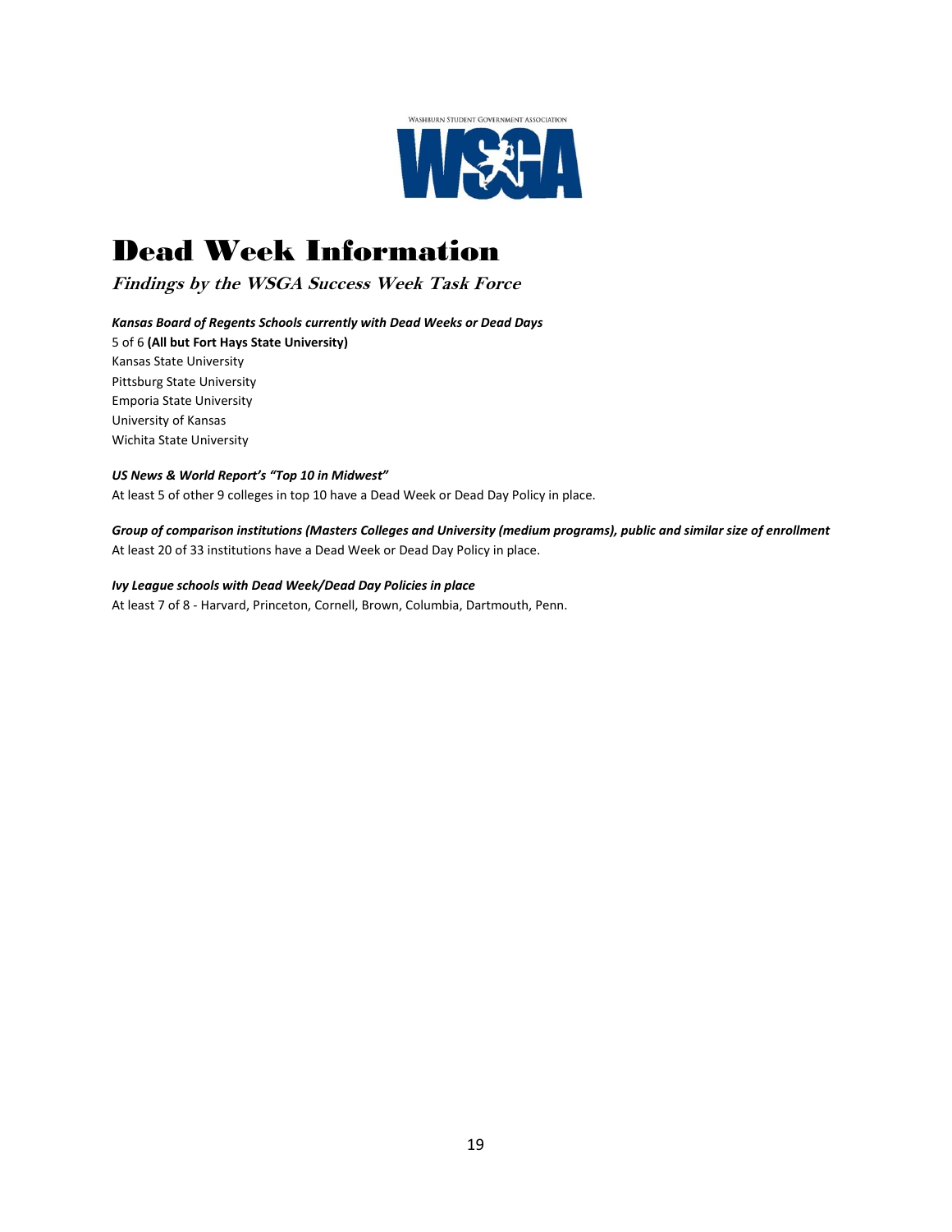# Dead Week Information

## *Findings by the WSGA Success Week Task Force*

***Kansas Board of Regents Schools currently with Dead Weeks or Dead Days***

5 of 6 **(All but Fort Hays State University)**
Kansas State University
Pittsburg State University
Emporia State University
University of Kansas
Wichita State University

***US News & World Report's "Top 10 in Midwest"***

At least 5 of other 9 colleges in top 10 have a Dead Week or Dead Day Policy in place.

***Group of comparison institutions (Masters Colleges and University (medium programs), public and similar size of enrollment***

At least 20 of 33 institutions have a Dead Week or Dead Day Policy in place.

***Ivy League schools with Dead Week/Dead Day Policies in place***

At least 7 of 8 - Harvard, Princeton, Cornell, Brown, Columbia, Dartmouth, Penn.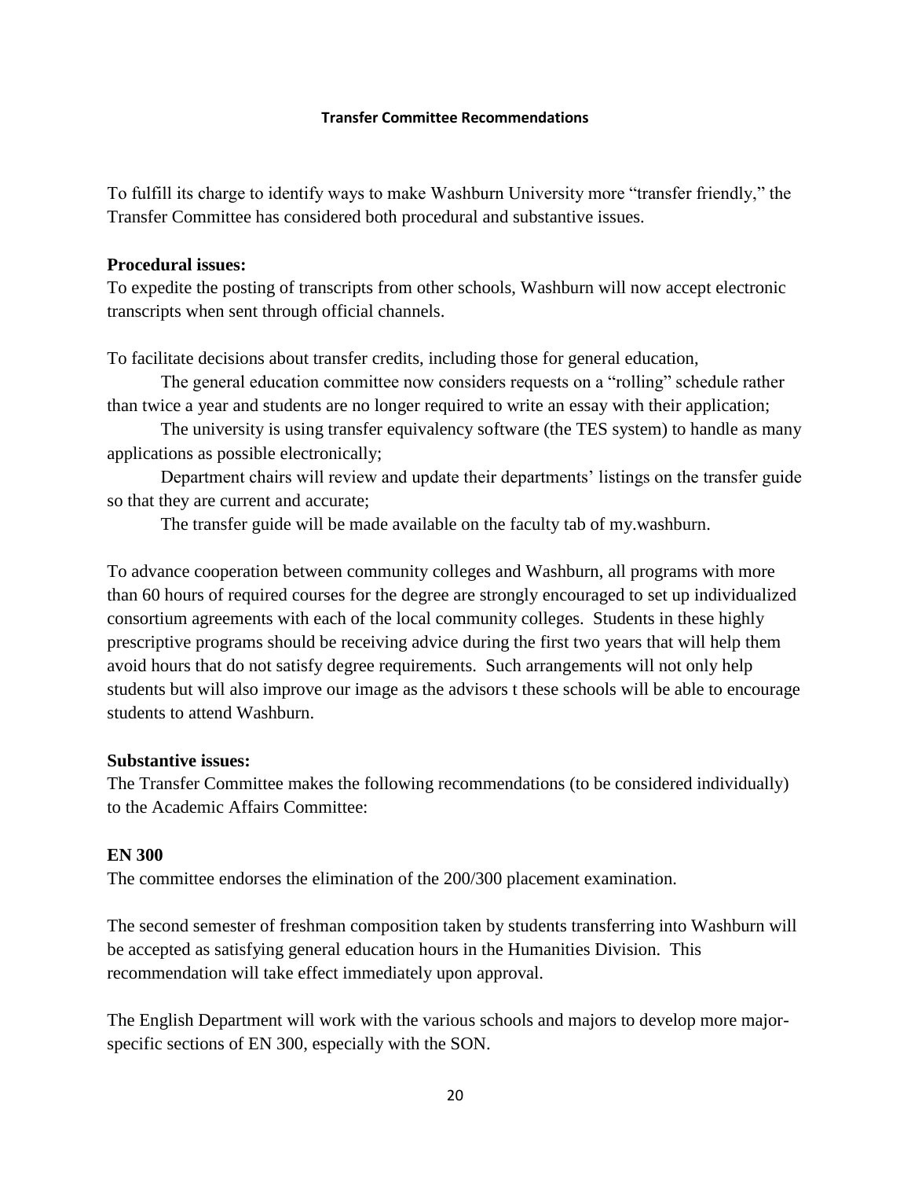## Transfer Committee Recommendations

To fulfill its charge to identify ways to make Washburn University more "transfer friendly," the Transfer Committee has considered both procedural and substantive issues.

**Procedural issues:**
To expedite the posting of transcripts from other schools, Washburn will now accept electronic transcripts when sent through official channels.

To facilitate decisions about transfer credits, including those for general education,

The general education committee now considers requests on a "rolling" schedule rather than twice a year and students are no longer required to write an essay with their application;

The university is using transfer equivalency software (the TES system) to handle as many applications as possible electronically;

Department chairs will review and update their departments' listings on the transfer guide so that they are current and accurate;

The transfer guide will be made available on the faculty tab of my.washburn.

To advance cooperation between community colleges and Washburn, all programs with more than 60 hours of required courses for the degree are strongly encouraged to set up individualized consortium agreements with each of the local community colleges. Students in these highly prescriptive programs should be receiving advice during the first two years that will help them avoid hours that do not satisfy degree requirements. Such arrangements will not only help students but will also improve our image as the advisors t these schools will be able to encourage students to attend Washburn.

**Substantive issues:**
The Transfer Committee makes the following recommendations (to be considered individually) to the Academic Affairs Committee:

**EN 300**
The committee endorses the elimination of the 200/300 placement examination.

The second semester of freshman composition taken by students transferring into Washburn will be accepted as satisfying general education hours in the Humanities Division. This recommendation will take effect immediately upon approval.

The English Department will work with the various schools and majors to develop more major-specific sections of EN 300, especially with the SON.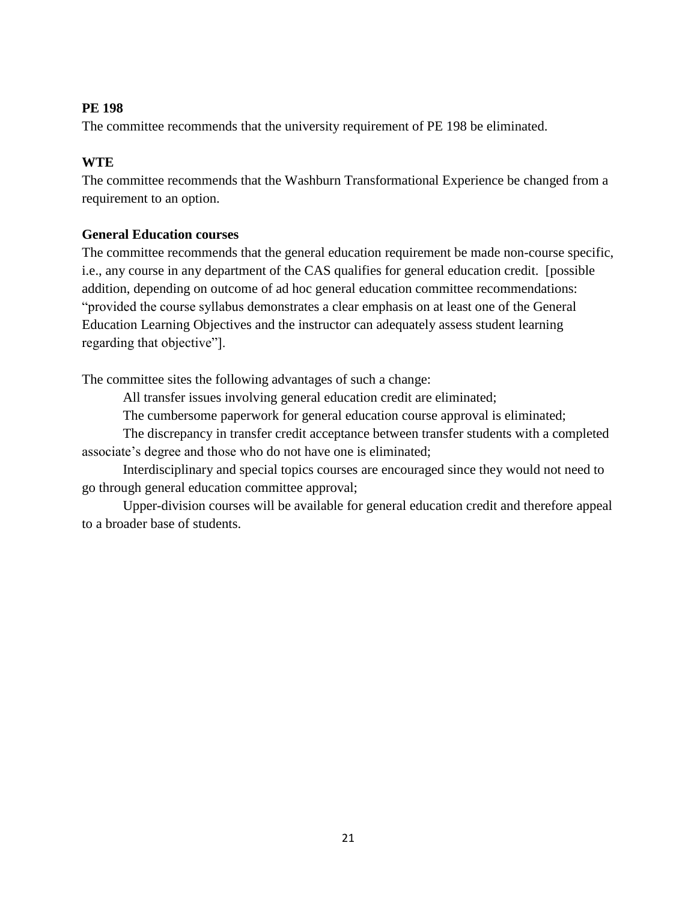**PE 198**

The committee recommends that the university requirement of PE 198 be eliminated.

**WTE**

The committee recommends that the Washburn Transformational Experience be changed from a requirement to an option.

**General Education courses**

The committee recommends that the general education requirement be made non-course specific, i.e., any course in any department of the CAS qualifies for general education credit. [possible addition, depending on outcome of ad hoc general education committee recommendations: "provided the course syllabus demonstrates a clear emphasis on at least one of the General Education Learning Objectives and the instructor can adequately assess student learning regarding that objective"].

The committee sites the following advantages of such a change:

All transfer issues involving general education credit are eliminated;

The cumbersome paperwork for general education course approval is eliminated;

The discrepancy in transfer credit acceptance between transfer students with a completed associate's degree and those who do not have one is eliminated;

Interdisciplinary and special topics courses are encouraged since they would not need to go through general education committee approval;

Upper-division courses will be available for general education credit and therefore appeal to a broader base of students.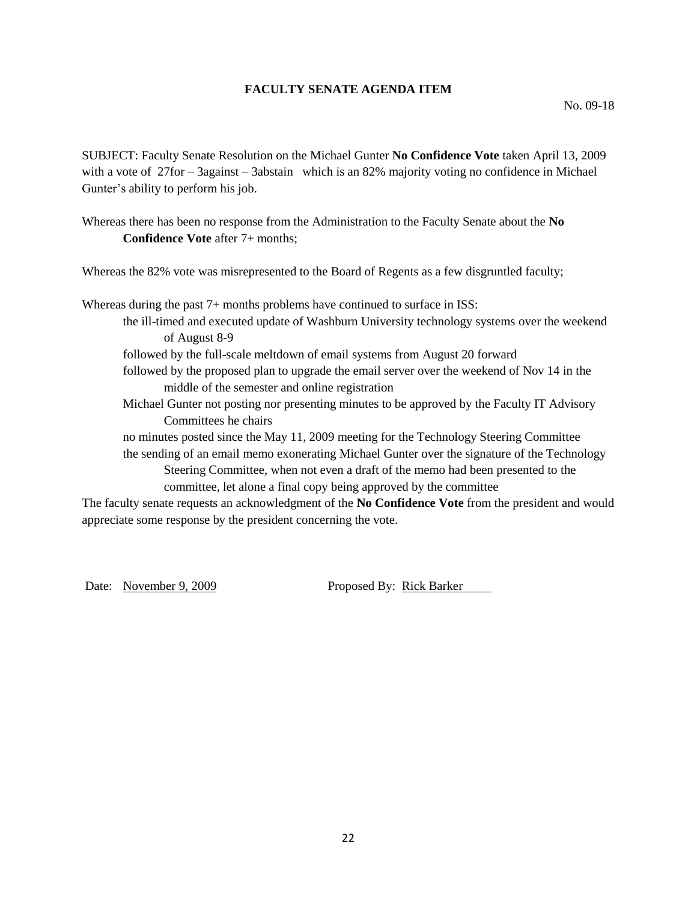**FACULTY SENATE AGENDA ITEM**

No. 09-18

SUBJECT: Faculty Senate Resolution on the Michael Gunter **No Confidence Vote** taken April 13, 2009 with a vote of 27for – 3against – 3abstain which is an 82% majority voting no confidence in Michael Gunter's ability to perform his job.

Whereas there has been no response from the Administration to the Faculty Senate about the **No Confidence Vote** after 7+ months;

Whereas the 82% vote was misrepresented to the Board of Regents as a few disgruntled faculty;

Whereas during the past 7+ months problems have continued to surface in ISS:

- the ill-timed and executed update of Washburn University technology systems over the weekend of August 8-9
- followed by the full-scale meltdown of email systems from August 20 forward
- followed by the proposed plan to upgrade the email server over the weekend of Nov 14 in the middle of the semester and online registration
- Michael Gunter not posting nor presenting minutes to be approved by the Faculty IT Advisory Committees he chairs
- no minutes posted since the May 11, 2009 meeting for the Technology Steering Committee
- the sending of an email memo exonerating Michael Gunter over the signature of the Technology Steering Committee, when not even a draft of the memo had been presented to the committee, let alone a final copy being approved by the committee

The faculty senate requests an acknowledgment of the **No Confidence Vote** from the president and would appreciate some response by the president concerning the vote.

Date: November 9, 2009 Proposed By: Rick Barker